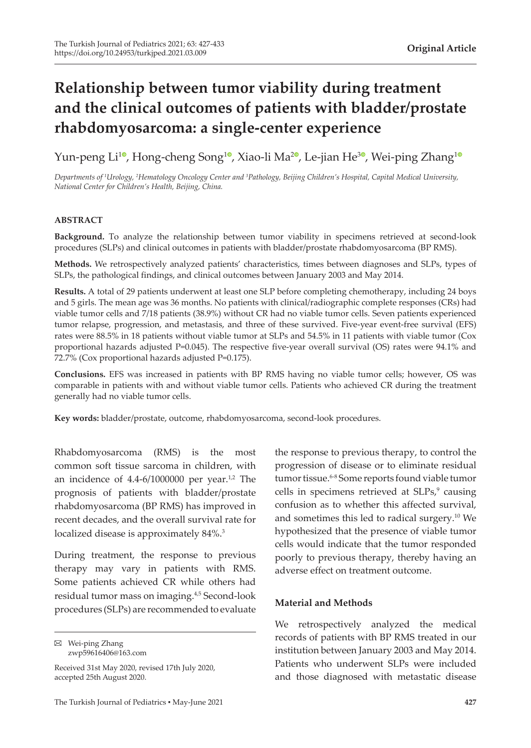**Original Article**

# Relationship between tumor viability during treatment and the clinical outcomes of patients with bladder/prostate rhabdomyosarcoma: a single-center experience

Yun-peng Li[1], Hong-cheng Song[1], Xiao-li Ma[2], Le-jian He[3], Wei-ping Zhang[1]

*Departments of [1]Urology, [2]Hematology Oncology Center and [3]Pathology, Beijing Children's Hospital, Capital Medical University, National Center for Children's Health, Beijing, China.*

### ABSTRACT

**Background.** To analyze the relationship between tumor viability in specimens retrieved at second-look procedures (SLPs) and clinical outcomes in patients with bladder/prostate rhabdomyosarcoma (BP RMS).

**Methods.** We retrospectively analyzed patients' characteristics, times between diagnoses and SLPs, types of SLPs, the pathological findings, and clinical outcomes between January 2003 and May 2014.

**Results.** A total of 29 patients underwent at least one SLP before completing chemotherapy, including 24 boys and 5 girls. The mean age was 36 months. No patients with clinical/radiographic complete responses (CRs) had viable tumor cells and 7/18 patients (38.9%) without CR had no viable tumor cells. Seven patients experienced tumor relapse, progression, and metastasis, and three of these survived. Five-year event-free survival (EFS) rates were 88.5% in 18 patients without viable tumor at SLPs and 54.5% in 11 patients with viable tumor (Cox proportional hazards adjusted P=0.045). The respective five-year overall survival (OS) rates were 94.1% and 72.7% (Cox proportional hazards adjusted P=0.175).

**Conclusions.** EFS was increased in patients with BP RMS having no viable tumor cells; however, OS was comparable in patients with and without viable tumor cells. Patients who achieved CR during the treatment generally had no viable tumor cells.

**Key words:** bladder/prostate, outcome, rhabdomyosarcoma, second-look procedures.

Rhabdomyosarcoma (RMS) is the most common soft tissue sarcoma in children, with an incidence of 4.4-6/1000000 per year.[1,2] The prognosis of patients with bladder/prostate rhabdomyosarcoma (BP RMS) has improved in recent decades, and the overall survival rate for localized disease is approximately 84%.[3]

During treatment, the response to previous therapy may vary in patients with RMS. Some patients achieved CR while others had residual tumor mass on imaging.[4,5] Second-look procedures (SLPs) are recommended to evaluate the response to previous therapy, to control the progression of disease or to eliminate residual tumor tissue.[6-8] Some reports found viable tumor cells in specimens retrieved at SLPs,[9] causing confusion as to whether this affected survival, and sometimes this led to radical surgery.[10] We hypothesized that the presence of viable tumor cells would indicate that the tumor responded poorly to previous therapy, thereby having an adverse effect on treatment outcome.

## Material and Methods

We retrospectively analyzed the medical records of patients with BP RMS treated in our institution between January 2003 and May 2014. Patients who underwent SLPs were included and those diagnosed with metastatic disease

✉ Wei-ping Zhang
zwp59616406@163.com

Received 31st May 2020, revised 17th July 2020, accepted 25th August 2020.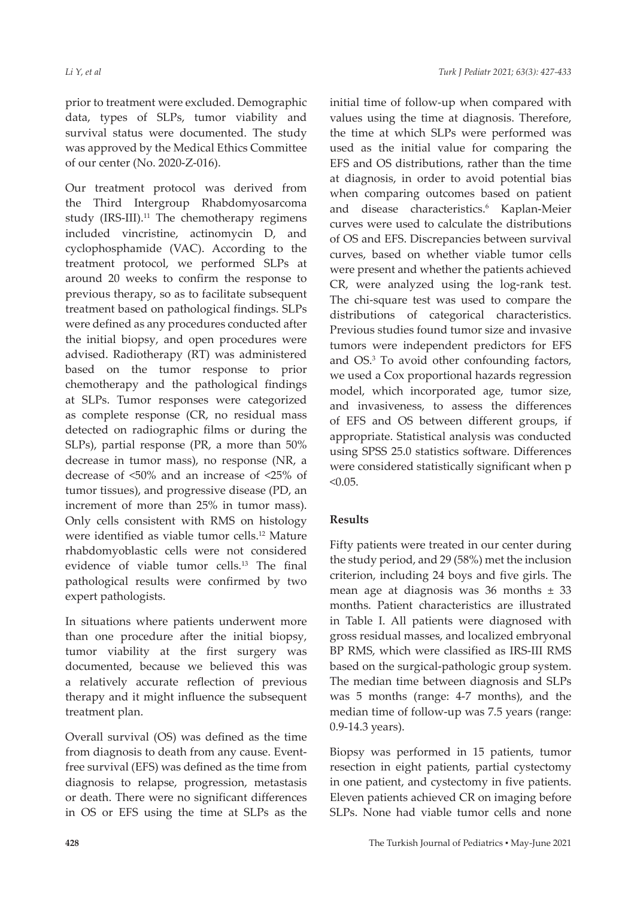prior to treatment were excluded. Demographic data, types of SLPs, tumor viability and survival status were documented. The study was approved by the Medical Ethics Committee of our center (No. 2020-Z-016).

Our treatment protocol was derived from the Third Intergroup Rhabdomyosarcoma study (IRS-III).[11] The chemotherapy regimens included vincristine, actinomycin D, and cyclophosphamide (VAC). According to the treatment protocol, we performed SLPs at around 20 weeks to confirm the response to previous therapy, so as to facilitate subsequent treatment based on pathological findings. SLPs were defined as any procedures conducted after the initial biopsy, and open procedures were advised. Radiotherapy (RT) was administered based on the tumor response to prior chemotherapy and the pathological findings at SLPs. Tumor responses were categorized as complete response (CR, no residual mass detected on radiographic films or during the SLPs), partial response (PR, a more than 50% decrease in tumor mass), no response (NR, a decrease of <50% and an increase of <25% of tumor tissues), and progressive disease (PD, an increment of more than 25% in tumor mass). Only cells consistent with RMS on histology were identified as viable tumor cells.[12] Mature rhabdomyoblastic cells were not considered evidence of viable tumor cells.[13] The final pathological results were confirmed by two expert pathologists.

In situations where patients underwent more than one procedure after the initial biopsy, tumor viability at the first surgery was documented, because we believed this was a relatively accurate reflection of previous therapy and it might influence the subsequent treatment plan.

Overall survival (OS) was defined as the time from diagnosis to death from any cause. Event-free survival (EFS) was defined as the time from diagnosis to relapse, progression, metastasis or death. There were no significant differences in OS or EFS using the time at SLPs as the initial time of follow-up when compared with values using the time at diagnosis. Therefore, the time at which SLPs were performed was used as the initial value for comparing the EFS and OS distributions, rather than the time at diagnosis, in order to avoid potential bias when comparing outcomes based on patient and disease characteristics.[6] Kaplan-Meier curves were used to calculate the distributions of OS and EFS. Discrepancies between survival curves, based on whether viable tumor cells were present and whether the patients achieved CR, were analyzed using the log-rank test. The chi-square test was used to compare the distributions of categorical characteristics. Previous studies found tumor size and invasive tumors were independent predictors for EFS and OS.[3] To avoid other confounding factors, we used a Cox proportional hazards regression model, which incorporated age, tumor size, and invasiveness, to assess the differences of EFS and OS between different groups, if appropriate. Statistical analysis was conducted using SPSS 25.0 statistics software. Differences were considered statistically significant when $p < 0.05$.

## Results

Fifty patients were treated in our center during the study period, and 29 (58%) met the inclusion criterion, including 24 boys and five girls. The mean age at diagnosis was 36 months ± 33 months. Patient characteristics are illustrated in Table I. All patients were diagnosed with gross residual masses, and localized embryonal BP RMS, which were classified as IRS-III RMS based on the surgical-pathologic group system. The median time between diagnosis and SLPs was 5 months (range: 4-7 months), and the median time of follow-up was 7.5 years (range: 0.9-14.3 years).

Biopsy was performed in 15 patients, tumor resection in eight patients, partial cystectomy in one patient, and cystectomy in five patients. Eleven patients achieved CR on imaging before SLPs. None had viable tumor cells and none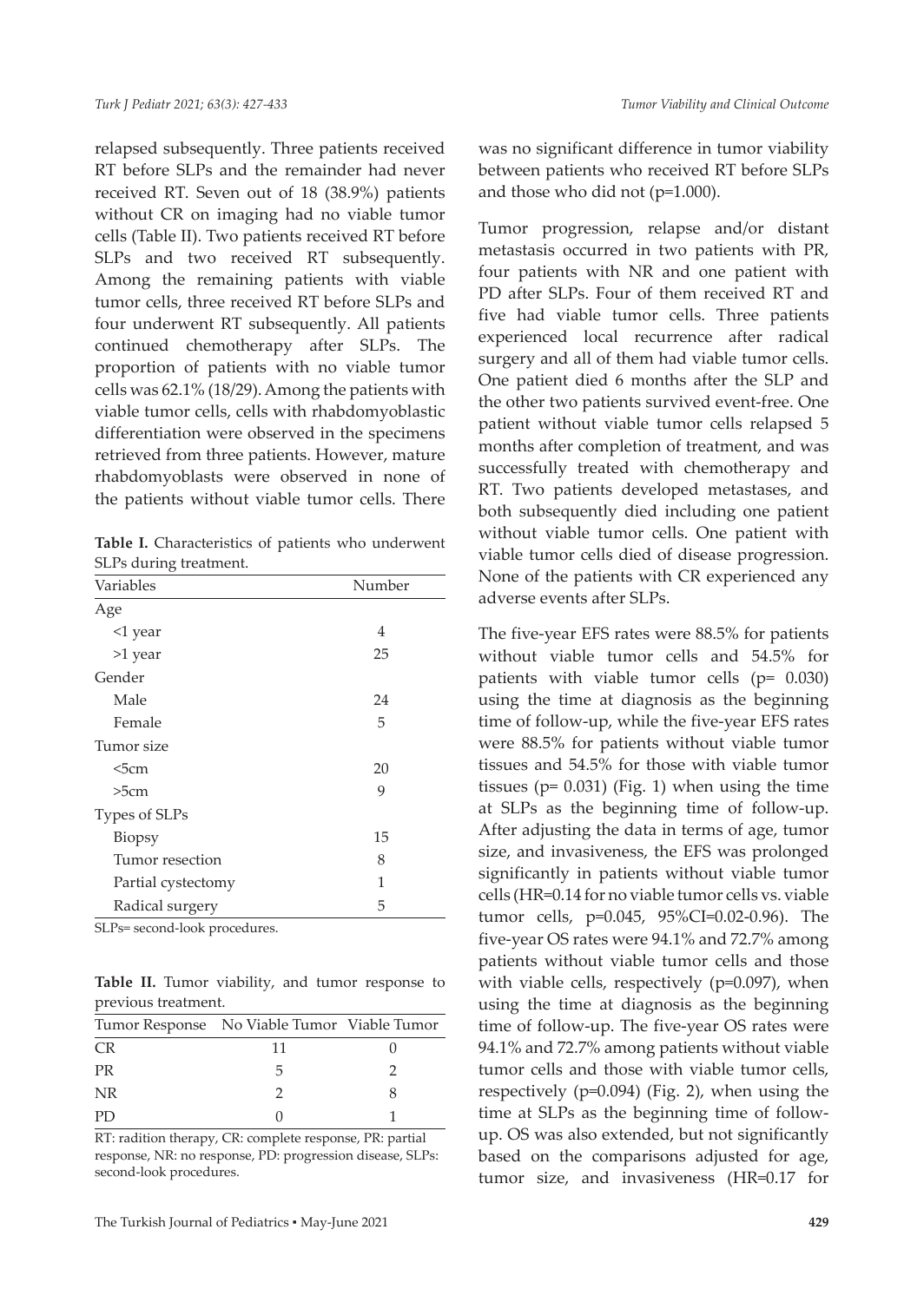relapsed subsequently. Three patients received RT before SLPs and the remainder had never received RT. Seven out of 18 (38.9%) patients without CR on imaging had no viable tumor cells (Table II). Two patients received RT before SLPs and two received RT subsequently. Among the remaining patients with viable tumor cells, three received RT before SLPs and four underwent RT subsequently. All patients continued chemotherapy after SLPs. The proportion of patients with no viable tumor cells was 62.1% (18/29). Among the patients with viable tumor cells, cells with rhabdomyoblastic differentiation were observed in the specimens retrieved from three patients. However, mature rhabdomyoblasts were observed in none of the patients without viable tumor cells. There was no significant difference in tumor viability between patients who received RT before SLPs and those who did not (p=1.000).

**Table I.** Characteristics of patients who underwent SLPs during treatment.

| Variables | Number |
|---|---|
| Age | |
| <1 year | 4 |
| >1 year | 25 |
| Gender | |
| Male | 24 |
| Female | 5 |
| Tumor size | |
| <5cm | 20 |
| >5cm | 9 |
| Types of SLPs | |
| Biopsy | 15 |
| Tumor resection | 8 |
| Partial cystectomy | 1 |
| Radical surgery | 5 |

SLPs= second-look procedures.

**Table II.** Tumor viability, and tumor response to previous treatment.

| Tumor Response | No Viable Tumor | Viable Tumor |
|---|---|---|
| CR | 11 | 0 |
| PR | 5 | 2 |
| NR | 2 | 8 |
| PD | 0 | 1 |

RT: radition therapy, CR: complete response, PR: partial response, NR: no response, PD: progression disease, SLPs: second-look procedures.

Tumor progression, relapse and/or distant metastasis occurred in two patients with PR, four patients with NR and one patient with PD after SLPs. Four of them received RT and five had viable tumor cells. Three patients experienced local recurrence after radical surgery and all of them had viable tumor cells. One patient died 6 months after the SLP and the other two patients survived event-free. One patient without viable tumor cells relapsed 5 months after completion of treatment, and was successfully treated with chemotherapy and RT. Two patients developed metastases, and both subsequently died including one patient without viable tumor cells. One patient with viable tumor cells died of disease progression. None of the patients with CR experienced any adverse events after SLPs.

The five-year EFS rates were 88.5% for patients without viable tumor cells and 54.5% for patients with viable tumor cells (p= 0.030) using the time at diagnosis as the beginning time of follow-up, while the five-year EFS rates were 88.5% for patients without viable tumor tissues and 54.5% for those with viable tumor tissues (p= 0.031) (Fig. 1) when using the time at SLPs as the beginning time of follow-up. After adjusting the data in terms of age, tumor size, and invasiveness, the EFS was prolonged significantly in patients without viable tumor cells (HR=0.14 for no viable tumor cells vs. viable tumor cells, p=0.045, 95%CI=0.02-0.96). The five-year OS rates were 94.1% and 72.7% among patients without viable tumor cells and those with viable cells, respectively (p=0.097), when using the time at diagnosis as the beginning time of follow-up. The five-year OS rates were 94.1% and 72.7% among patients without viable tumor cells and those with viable tumor cells, respectively (p=0.094) (Fig. 2), when using the time at SLPs as the beginning time of follow-up. OS was also extended, but not significantly based on the comparisons adjusted for age, tumor size, and invasiveness (HR=0.17 for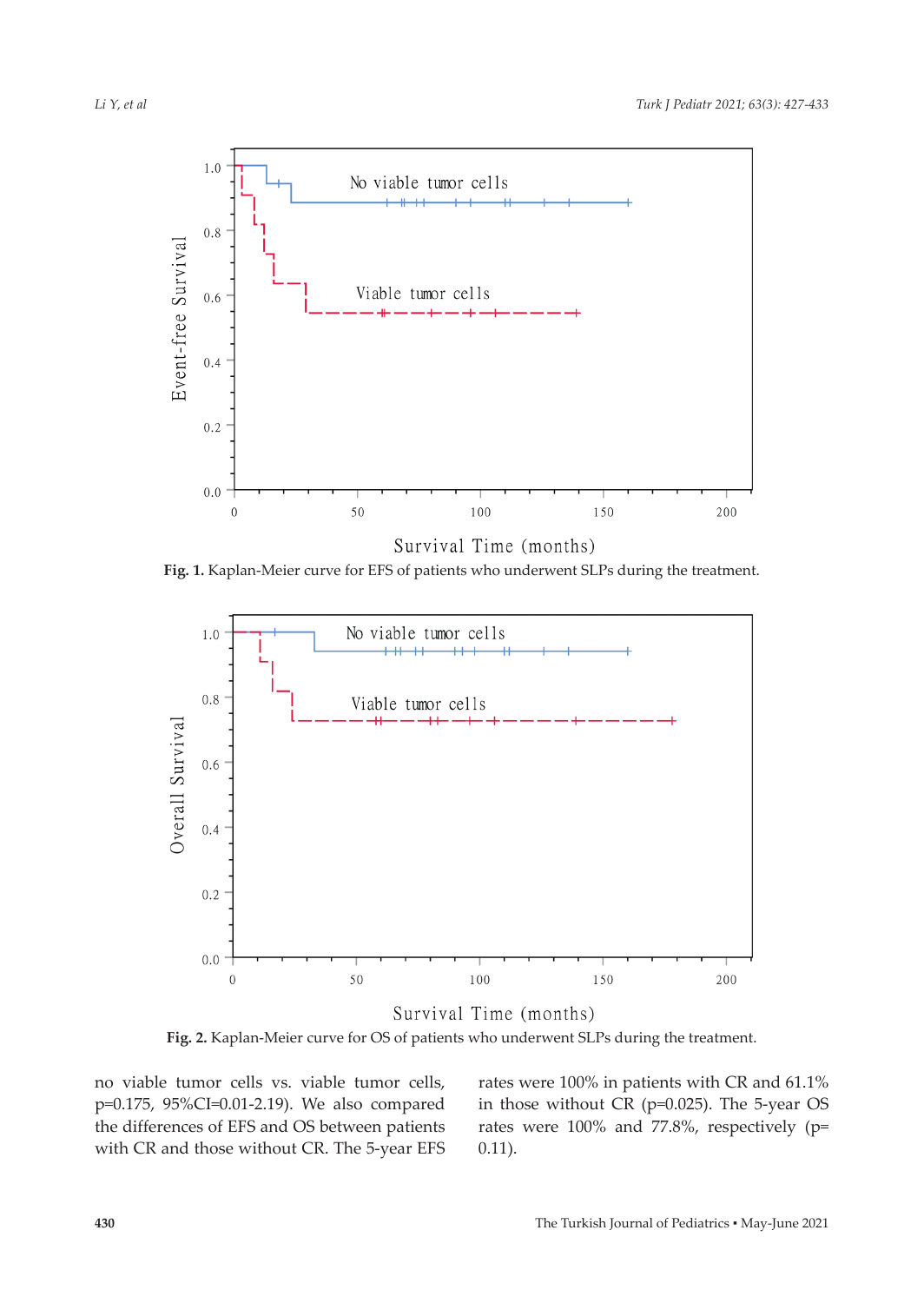**Fig. 1.** Kaplan-Meier curve for EFS of patients who underwent SLPs during the treatment.

**Fig. 2.** Kaplan-Meier curve for OS of patients who underwent SLPs during the treatment.

no viable tumor cells vs. viable tumor cells, p=0.175, 95%CI=0.01-2.19). We also compared the differences of EFS and OS between patients with CR and those without CR. The 5-year EFS rates were 100% in patients with CR and 61.1% in those without CR (p=0.025). The 5-year OS rates were 100% and 77.8%, respectively (p= 0.11).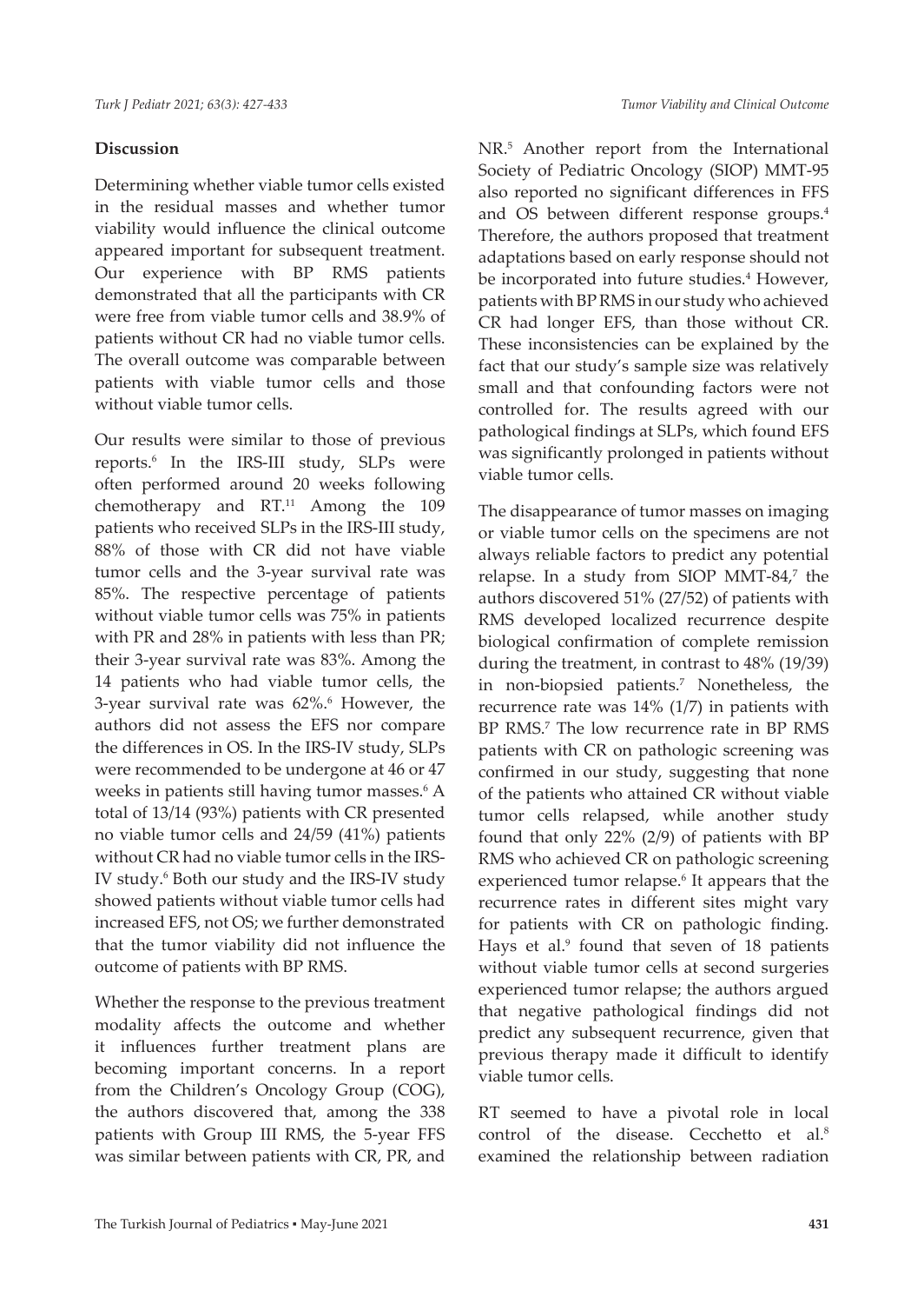## Discussion

Determining whether viable tumor cells existed in the residual masses and whether tumor viability would influence the clinical outcome appeared important for subsequent treatment. Our experience with BP RMS patients demonstrated that all the participants with CR were free from viable tumor cells and 38.9% of patients without CR had no viable tumor cells. The overall outcome was comparable between patients with viable tumor cells and those without viable tumor cells.

Our results were similar to those of previous reports.[6] In the IRS-III study, SLPs were often performed around 20 weeks following chemotherapy and RT.[11] Among the 109 patients who received SLPs in the IRS-III study, 88% of those with CR did not have viable tumor cells and the 3-year survival rate was 85%. The respective percentage of patients without viable tumor cells was 75% in patients with PR and 28% in patients with less than PR; their 3-year survival rate was 83%. Among the 14 patients who had viable tumor cells, the 3-year survival rate was 62%.[6] However, the authors did not assess the EFS nor compare the differences in OS. In the IRS-IV study, SLPs were recommended to be undergone at 46 or 47 weeks in patients still having tumor masses.[6] A total of 13/14 (93%) patients with CR presented no viable tumor cells and 24/59 (41%) patients without CR had no viable tumor cells in the IRS-IV study.[6] Both our study and the IRS-IV study showed patients without viable tumor cells had increased EFS, not OS; we further demonstrated that the tumor viability did not influence the outcome of patients with BP RMS.

Whether the response to the previous treatment modality affects the outcome and whether it influences further treatment plans are becoming important concerns. In a report from the Children's Oncology Group (COG), the authors discovered that, among the 338 patients with Group III RMS, the 5-year FFS was similar between patients with CR, PR, and NR.[5] Another report from the International Society of Pediatric Oncology (SIOP) MMT-95 also reported no significant differences in FFS and OS between different response groups.[4] Therefore, the authors proposed that treatment adaptations based on early response should not be incorporated into future studies.[4] However, patients with BP RMS in our study who achieved CR had longer EFS, than those without CR. These inconsistencies can be explained by the fact that our study's sample size was relatively small and that confounding factors were not controlled for. The results agreed with our pathological findings at SLPs, which found EFS was significantly prolonged in patients without viable tumor cells.

The disappearance of tumor masses on imaging or viable tumor cells on the specimens are not always reliable factors to predict any potential relapse. In a study from SIOP MMT-84,[7] the authors discovered 51% (27/52) of patients with RMS developed localized recurrence despite biological confirmation of complete remission during the treatment, in contrast to 48% (19/39) in non-biopsied patients.[7] Nonetheless, the recurrence rate was 14% (1/7) in patients with BP RMS.[7] The low recurrence rate in BP RMS patients with CR on pathologic screening was confirmed in our study, suggesting that none of the patients who attained CR without viable tumor cells relapsed, while another study found that only 22% (2/9) of patients with BP RMS who achieved CR on pathologic screening experienced tumor relapse.[6] It appears that the recurrence rates in different sites might vary for patients with CR on pathologic finding. Hays et al.[9] found that seven of 18 patients without viable tumor cells at second surgeries experienced tumor relapse; the authors argued that negative pathological findings did not predict any subsequent recurrence, given that previous therapy made it difficult to identify viable tumor cells.

RT seemed to have a pivotal role in local control of the disease. Cecchetto et al.[8] examined the relationship between radiation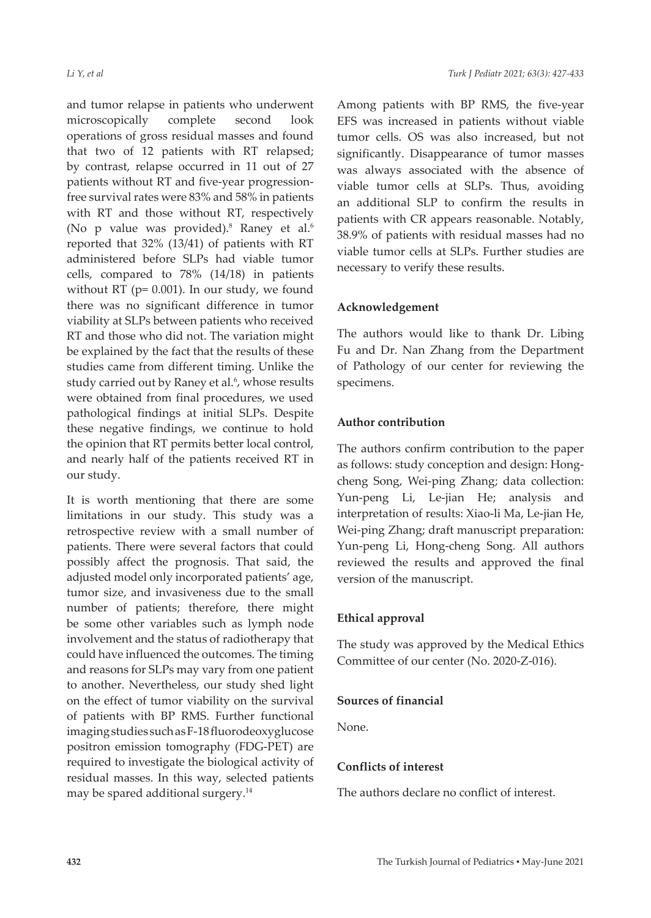and tumor relapse in patients who underwent microscopically complete second look operations of gross residual masses and found that two of 12 patients with RT relapsed; by contrast, relapse occurred in 11 out of 27 patients without RT and five-year progression-free survival rates were 83% and 58% in patients with RT and those without RT, respectively (No p value was provided).[8] Raney et al.[6] reported that 32% (13/41) of patients with RT administered before SLPs had viable tumor cells, compared to 78% (14/18) in patients without RT (p= 0.001). In our study, we found there was no significant difference in tumor viability at SLPs between patients who received RT and those who did not. The variation might be explained by the fact that the results of these studies came from different timing. Unlike the study carried out by Raney et al.[6], whose results were obtained from final procedures, we used pathological findings at initial SLPs. Despite these negative findings, we continue to hold the opinion that RT permits better local control, and nearly half of the patients received RT in our study.

It is worth mentioning that there are some limitations in our study. This study was a retrospective review with a small number of patients. There were several factors that could possibly affect the prognosis. That said, the adjusted model only incorporated patients' age, tumor size, and invasiveness due to the small number of patients; therefore, there might be some other variables such as lymph node involvement and the status of radiotherapy that could have influenced the outcomes. The timing and reasons for SLPs may vary from one patient to another. Nevertheless, our study shed light on the effect of tumor viability on the survival of patients with BP RMS. Further functional imaging studies such as F-18 fluorodeoxyglucose positron emission tomography (FDG-PET) are required to investigate the biological activity of residual masses. In this way, selected patients may be spared additional surgery.[14]

Among patients with BP RMS, the five-year EFS was increased in patients without viable tumor cells. OS was also increased, but not significantly. Disappearance of tumor masses was always associated with the absence of viable tumor cells at SLPs. Thus, avoiding an additional SLP to confirm the results in patients with CR appears reasonable. Notably, 38.9% of patients with residual masses had no viable tumor cells at SLPs. Further studies are necessary to verify these results.

## Acknowledgement

The authors would like to thank Dr. Libing Fu and Dr. Nan Zhang from the Department of Pathology of our center for reviewing the specimens.

## Author contribution

The authors confirm contribution to the paper as follows: study conception and design: Hong-cheng Song, Wei-ping Zhang; data collection: Yun-peng Li, Le-jian He; analysis and interpretation of results: Xiao-li Ma, Le-jian He, Wei-ping Zhang; draft manuscript preparation: Yun-peng Li, Hong-cheng Song. All authors reviewed the results and approved the final version of the manuscript.

## Ethical approval

The study was approved by the Medical Ethics Committee of our center (No. 2020-Z-016).

## Sources of financial

None.

## Conflicts of interest

The authors declare no conflict of interest.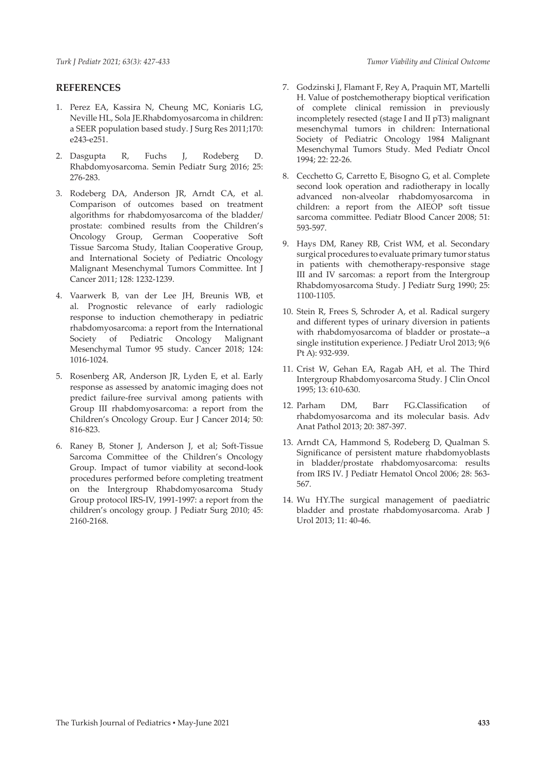## REFERENCES

1. Perez EA, Kassira N, Cheung MC, Koniaris LG, Neville HL, Sola JE.Rhabdomyosarcoma in children: a SEER population based study. J Surg Res 2011;170: e243-e251.

2. Dasgupta R, Fuchs J, Rodeberg D. Rhabdomyosarcoma. Semin Pediatr Surg 2016; 25: 276-283.

3. Rodeberg DA, Anderson JR, Arndt CA, et al. Comparison of outcomes based on treatment algorithms for rhabdomyosarcoma of the bladder/prostate: combined results from the Children's Oncology Group, German Cooperative Soft Tissue Sarcoma Study, Italian Cooperative Group, and International Society of Pediatric Oncology Malignant Mesenchymal Tumors Committee. Int J Cancer 2011; 128: 1232-1239.

4. Vaarwerk B, van der Lee JH, Breunis WB, et al. Prognostic relevance of early radiologic response to induction chemotherapy in pediatric rhabdomyosarcoma: a report from the International Society of Pediatric Oncology Malignant Mesenchymal Tumor 95 study. Cancer 2018; 124: 1016-1024.

5. Rosenberg AR, Anderson JR, Lyden E, et al. Early response as assessed by anatomic imaging does not predict failure-free survival among patients with Group III rhabdomyosarcoma: a report from the Children's Oncology Group. Eur J Cancer 2014; 50: 816-823.

6. Raney B, Stoner J, Anderson J, et al; Soft-Tissue Sarcoma Committee of the Children's Oncology Group. Impact of tumor viability at second-look procedures performed before completing treatment on the Intergroup Rhabdomyosarcoma Study Group protocol IRS-IV, 1991-1997: a report from the children's oncology group. J Pediatr Surg 2010; 45: 2160-2168.

7. Godzinski J, Flamant F, Rey A, Praquin MT, Martelli H. Value of postchemotherapy bioptical verification of complete clinical remission in previously incompletely resected (stage I and II pT3) malignant mesenchymal tumors in children: International Society of Pediatric Oncology 1984 Malignant Mesenchymal Tumors Study. Med Pediatr Oncol 1994; 22: 22-26.

8. Cecchetto G, Carretto E, Bisogno G, et al. Complete second look operation and radiotherapy in locally advanced non-alveolar rhabdomyosarcoma in children: a report from the AIEOP soft tissue sarcoma committee. Pediatr Blood Cancer 2008; 51: 593-597.

9. Hays DM, Raney RB, Crist WM, et al. Secondary surgical procedures to evaluate primary tumor status in patients with chemotherapy-responsive stage III and IV sarcomas: a report from the Intergroup Rhabdomyosarcoma Study. J Pediatr Surg 1990; 25: 1100-1105.

10. Stein R, Frees S, Schroder A, et al. Radical surgery and different types of urinary diversion in patients with rhabdomyosarcoma of bladder or prostate--a single institution experience. J Pediatr Urol 2013; 9(6 Pt A): 932-939.

11. Crist W, Gehan EA, Ragab AH, et al. The Third Intergroup Rhabdomyosarcoma Study. J Clin Oncol 1995; 13: 610-630.

12. Parham DM, Barr FG.Classification of rhabdomyosarcoma and its molecular basis. Adv Anat Pathol 2013; 20: 387-397.

13. Arndt CA, Hammond S, Rodeberg D, Qualman S. Significance of persistent mature rhabdomyoblasts in bladder/prostate rhabdomyosarcoma: results from IRS IV. J Pediatr Hematol Oncol 2006; 28: 563-567.

14. Wu HY.The surgical management of paediatric bladder and prostate rhabdomyosarcoma. Arab J Urol 2013; 11: 40-46.